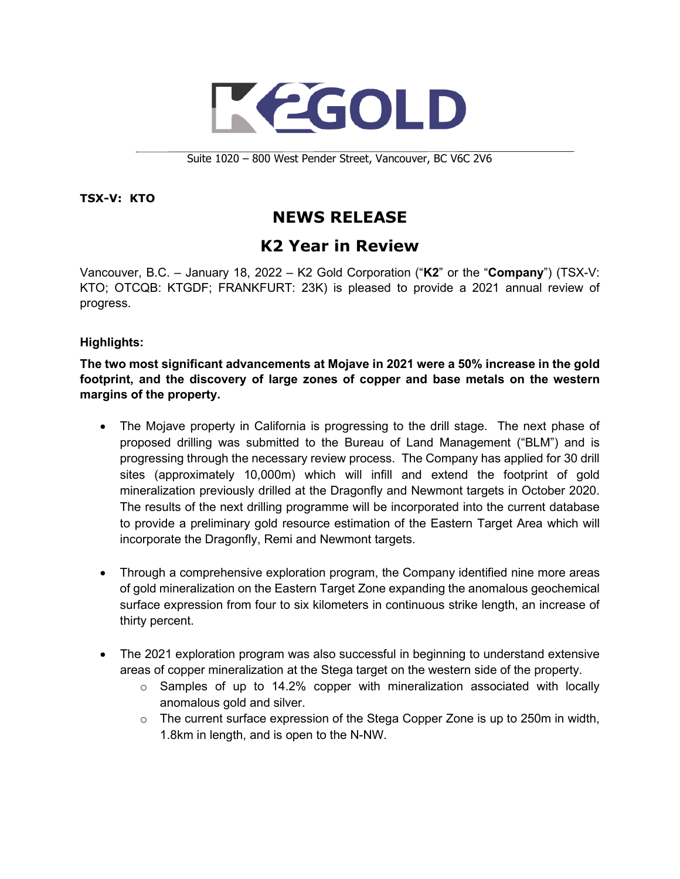K2GOLD

Suite 1020 – 800 West Pender Street, Vancouver, BC V6C 2V6

**TSX-V: KTO**

# NEWS RELEASE

## K2 Year in Review

Vancouver, B.C. – January 18, 2022 – K2 Gold Corporation ("**K2**" or the "**Company**") (TSX-V: KTO; OTCQB: KTGDF; FRANKFURT: 23K) is pleased to provide a 2021 annual review of progress.

**Highlights:**

**The two most significant advancements at Mojave in 2021 were a 50% increase in the gold footprint, and the discovery of large zones of copper and base metals on the western margins of the property.**

- The Mojave property in California is progressing to the drill stage. The next phase of proposed drilling was submitted to the Bureau of Land Management ("BLM") and is progressing through the necessary review process. The Company has applied for 30 drill sites (approximately 10,000m) which will infill and extend the footprint of gold mineralization previously drilled at the Dragonfly and Newmont targets in October 2020. The results of the next drilling programme will be incorporated into the current database to provide a preliminary gold resource estimation of the Eastern Target Area which will incorporate the Dragonfly, Remi and Newmont targets.

- Through a comprehensive exploration program, the Company identified nine more areas of gold mineralization on the Eastern Target Zone expanding the anomalous geochemical surface expression from four to six kilometers in continuous strike length, an increase of thirty percent.

- The 2021 exploration program was also successful in beginning to understand extensive areas of copper mineralization at the Stega target on the western side of the property.
  - Samples of up to 14.2% copper with mineralization associated with locally anomalous gold and silver.
  - The current surface expression of the Stega Copper Zone is up to 250m in width, 1.8km in length, and is open to the N-NW.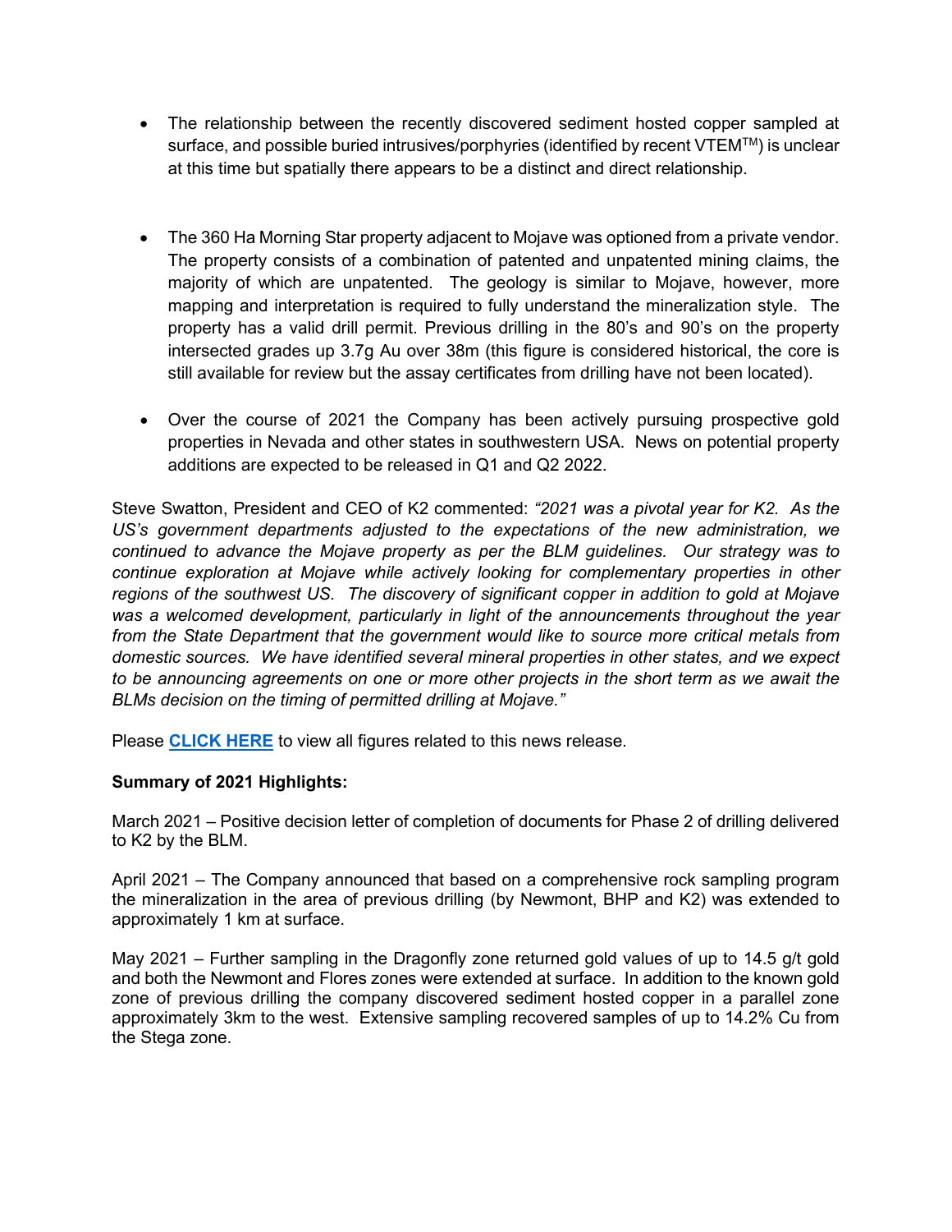- The relationship between the recently discovered sediment hosted copper sampled at surface, and possible buried intrusives/porphyries (identified by recent VTEM™) is unclear at this time but spatially there appears to be a distinct and direct relationship.

- The 360 Ha Morning Star property adjacent to Mojave was optioned from a private vendor. The property consists of a combination of patented and unpatented mining claims, the majority of which are unpatented. The geology is similar to Mojave, however, more mapping and interpretation is required to fully understand the mineralization style. The property has a valid drill permit. Previous drilling in the 80's and 90's on the property intersected grades up 3.7g Au over 38m (this figure is considered historical, the core is still available for review but the assay certificates from drilling have not been located).

- Over the course of 2021 the Company has been actively pursuing prospective gold properties in Nevada and other states in southwestern USA. News on potential property additions are expected to be released in Q1 and Q2 2022.

Steve Swatton, President and CEO of K2 commented: *"2021 was a pivotal year for K2. As the US's government departments adjusted to the expectations of the new administration, we continued to advance the Mojave property as per the BLM guidelines. Our strategy was to continue exploration at Mojave while actively looking for complementary properties in other regions of the southwest US. The discovery of significant copper in addition to gold at Mojave was a welcomed development, particularly in light of the announcements throughout the year from the State Department that the government would like to source more critical metals from domestic sources. We have identified several mineral properties in other states, and we expect to be announcing agreements on one or more other projects in the short term as we await the BLMs decision on the timing of permitted drilling at Mojave."*

Please **CLICK HERE** to view all figures related to this news release.

**Summary of 2021 Highlights:**

March 2021 – Positive decision letter of completion of documents for Phase 2 of drilling delivered to K2 by the BLM.

April 2021 – The Company announced that based on a comprehensive rock sampling program the mineralization in the area of previous drilling (by Newmont, BHP and K2) was extended to approximately 1 km at surface.

May 2021 – Further sampling in the Dragonfly zone returned gold values of up to 14.5 g/t gold and both the Newmont and Flores zones were extended at surface. In addition to the known gold zone of previous drilling the company discovered sediment hosted copper in a parallel zone approximately 3km to the west. Extensive sampling recovered samples of up to 14.2% Cu from the Stega zone.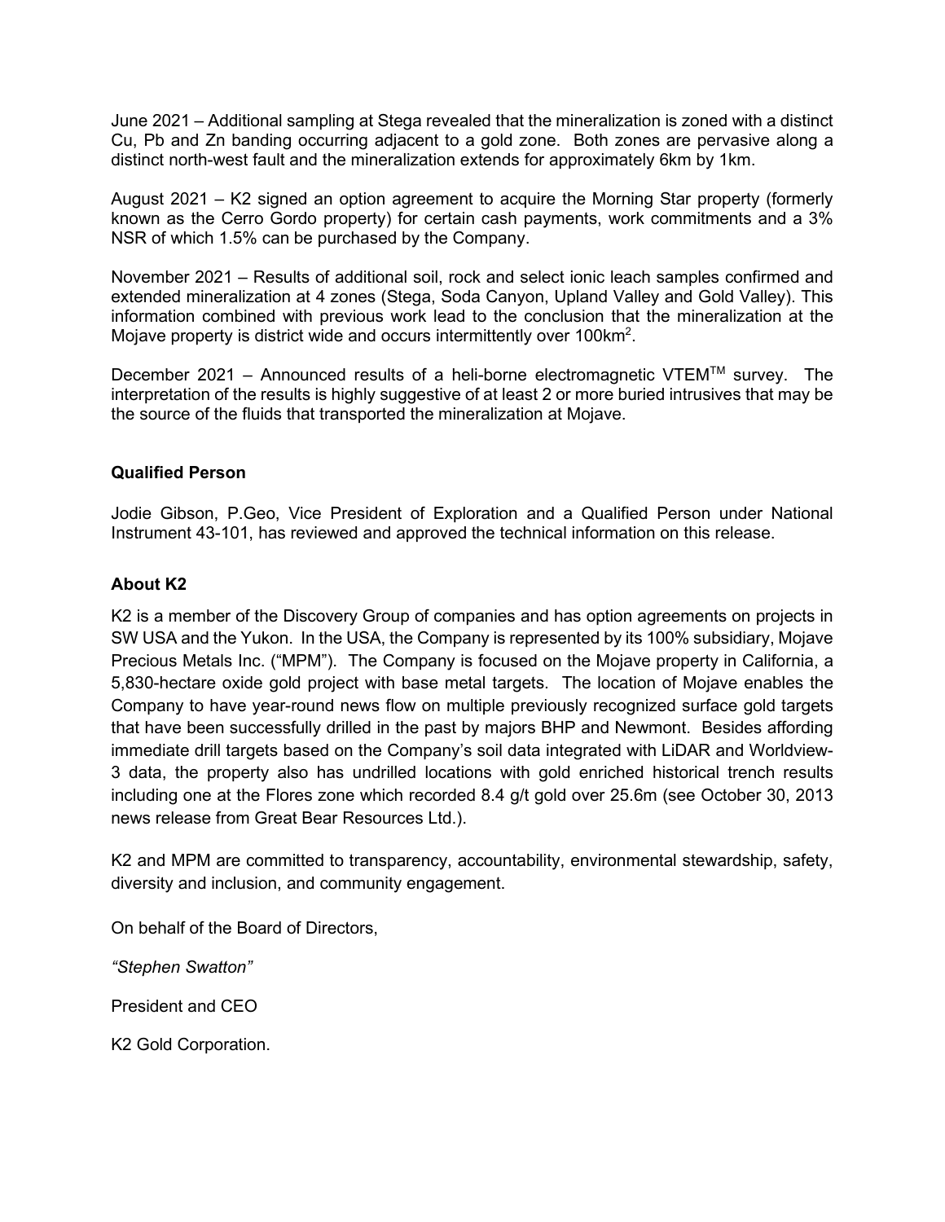June 2021 – Additional sampling at Stega revealed that the mineralization is zoned with a distinct Cu, Pb and Zn banding occurring adjacent to a gold zone. Both zones are pervasive along a distinct north-west fault and the mineralization extends for approximately 6km by 1km.

August 2021 – K2 signed an option agreement to acquire the Morning Star property (formerly known as the Cerro Gordo property) for certain cash payments, work commitments and a 3% NSR of which 1.5% can be purchased by the Company.

November 2021 – Results of additional soil, rock and select ionic leach samples confirmed and extended mineralization at 4 zones (Stega, Soda Canyon, Upland Valley and Gold Valley). This information combined with previous work lead to the conclusion that the mineralization at the Mojave property is district wide and occurs intermittently over 100km$^2$.

December 2021 – Announced results of a heli-borne electromagnetic VTEM™ survey. The interpretation of the results is highly suggestive of at least 2 or more buried intrusives that may be the source of the fluids that transported the mineralization at Mojave.

**Qualified Person**

Jodie Gibson, P.Geo, Vice President of Exploration and a Qualified Person under National Instrument 43-101, has reviewed and approved the technical information on this release.

**About K2**

K2 is a member of the Discovery Group of companies and has option agreements on projects in SW USA and the Yukon. In the USA, the Company is represented by its 100% subsidiary, Mojave Precious Metals Inc. ("MPM"). The Company is focused on the Mojave property in California, a 5,830-hectare oxide gold project with base metal targets. The location of Mojave enables the Company to have year-round news flow on multiple previously recognized surface gold targets that have been successfully drilled in the past by majors BHP and Newmont. Besides affording immediate drill targets based on the Company's soil data integrated with LiDAR and Worldview-3 data, the property also has undrilled locations with gold enriched historical trench results including one at the Flores zone which recorded 8.4 g/t gold over 25.6m (see October 30, 2013 news release from Great Bear Resources Ltd.).

K2 and MPM are committed to transparency, accountability, environmental stewardship, safety, diversity and inclusion, and community engagement.

On behalf of the Board of Directors,

*"Stephen Swatton"*

President and CEO

K2 Gold Corporation.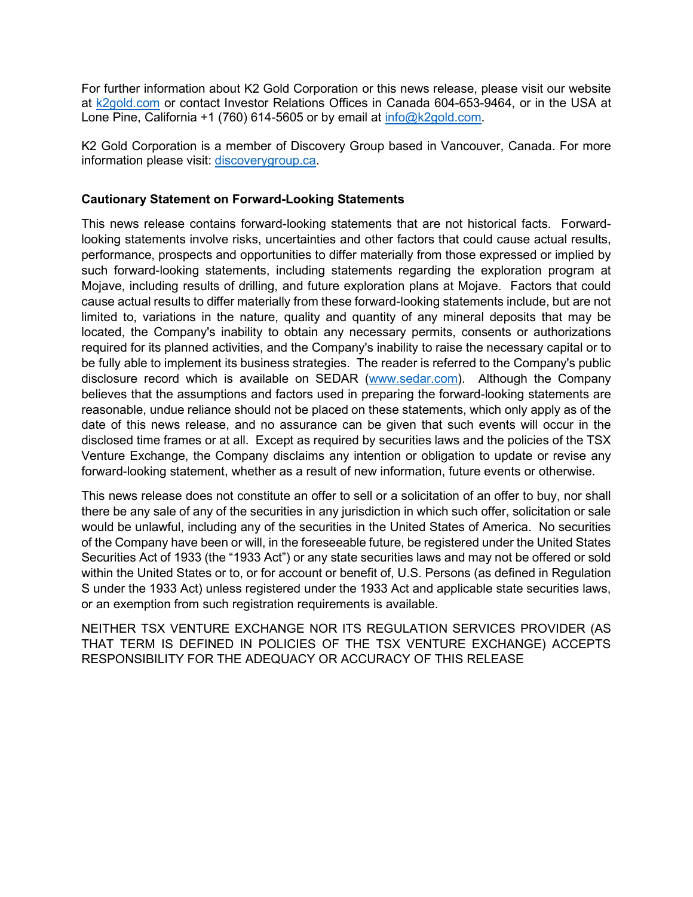For further information about K2 Gold Corporation or this news release, please visit our website at [k2gold.com](k2gold.com) or contact Investor Relations Offices in Canada 604-653-9464, or in the USA at Lone Pine, California +1 (760) 614-5605 or by email at [info@k2gold.com](mailto:info@k2gold.com).

K2 Gold Corporation is a member of Discovery Group based in Vancouver, Canada. For more information please visit: [discoverygroup.ca](discoverygroup.ca).

**Cautionary Statement on Forward-Looking Statements**

This news release contains forward-looking statements that are not historical facts. Forward-looking statements involve risks, uncertainties and other factors that could cause actual results, performance, prospects and opportunities to differ materially from those expressed or implied by such forward-looking statements, including statements regarding the exploration program at Mojave, including results of drilling, and future exploration plans at Mojave. Factors that could cause actual results to differ materially from these forward-looking statements include, but are not limited to, variations in the nature, quality and quantity of any mineral deposits that may be located, the Company's inability to obtain any necessary permits, consents or authorizations required for its planned activities, and the Company's inability to raise the necessary capital or to be fully able to implement its business strategies. The reader is referred to the Company's public disclosure record which is available on SEDAR ([www.sedar.com](www.sedar.com)). Although the Company believes that the assumptions and factors used in preparing the forward-looking statements are reasonable, undue reliance should not be placed on these statements, which only apply as of the date of this news release, and no assurance can be given that such events will occur in the disclosed time frames or at all. Except as required by securities laws and the policies of the TSX Venture Exchange, the Company disclaims any intention or obligation to update or revise any forward-looking statement, whether as a result of new information, future events or otherwise.

This news release does not constitute an offer to sell or a solicitation of an offer to buy, nor shall there be any sale of any of the securities in any jurisdiction in which such offer, solicitation or sale would be unlawful, including any of the securities in the United States of America. No securities of the Company have been or will, in the foreseeable future, be registered under the United States Securities Act of 1933 (the "1933 Act") or any state securities laws and may not be offered or sold within the United States or to, or for account or benefit of, U.S. Persons (as defined in Regulation S under the 1933 Act) unless registered under the 1933 Act and applicable state securities laws, or an exemption from such registration requirements is available.

NEITHER TSX VENTURE EXCHANGE NOR ITS REGULATION SERVICES PROVIDER (AS THAT TERM IS DEFINED IN POLICIES OF THE TSX VENTURE EXCHANGE) ACCEPTS RESPONSIBILITY FOR THE ADEQUACY OR ACCURACY OF THIS RELEASE